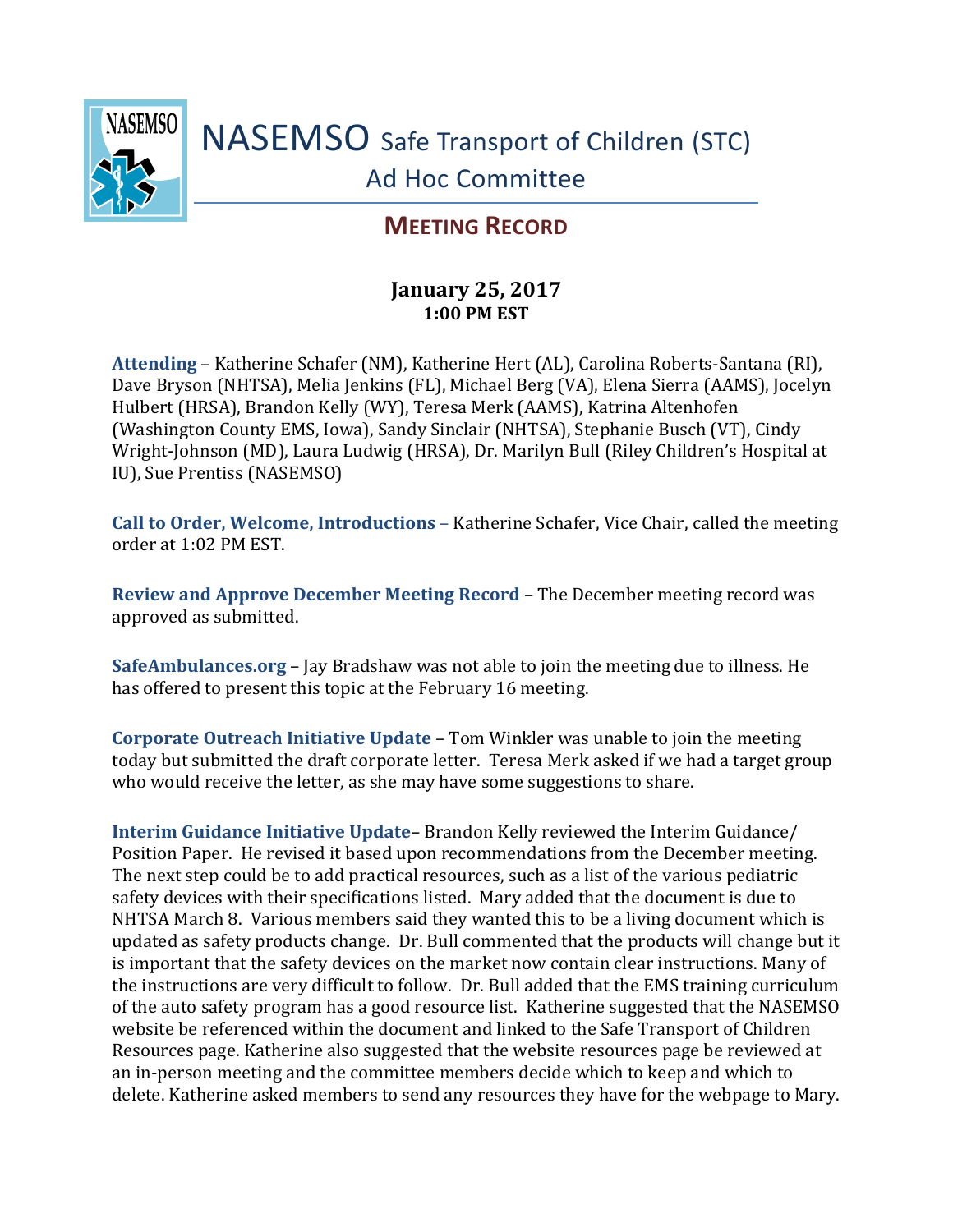# NASEMSO Safe Transport of Children (STC) Ad Hoc Committee

## MEETING RECORD

**January 25, 2017**
**1:00 PM EST**

**Attending** – Katherine Schafer (NM), Katherine Hert (AL), Carolina Roberts-Santana (RI), Dave Bryson (NHTSA), Melia Jenkins (FL), Michael Berg (VA), Elena Sierra (AAMS), Jocelyn Hulbert (HRSA), Brandon Kelly (WY), Teresa Merk (AAMS), Katrina Altenhofen (Washington County EMS, Iowa), Sandy Sinclair (NHTSA), Stephanie Busch (VT), Cindy Wright-Johnson (MD), Laura Ludwig (HRSA), Dr. Marilyn Bull (Riley Children's Hospital at IU), Sue Prentiss (NASEMSO)

**Call to Order, Welcome, Introductions** – Katherine Schafer, Vice Chair, called the meeting order at 1:02 PM EST.

**Review and Approve December Meeting Record** – The December meeting record was approved as submitted.

**SafeAmbulances.org** – Jay Bradshaw was not able to join the meeting due to illness. He has offered to present this topic at the February 16 meeting.

**Corporate Outreach Initiative Update** – Tom Winkler was unable to join the meeting today but submitted the draft corporate letter. Teresa Merk asked if we had a target group who would receive the letter, as she may have some suggestions to share.

**Interim Guidance Initiative Update**– Brandon Kelly reviewed the Interim Guidance/ Position Paper. He revised it based upon recommendations from the December meeting. The next step could be to add practical resources, such as a list of the various pediatric safety devices with their specifications listed. Mary added that the document is due to NHTSA March 8. Various members said they wanted this to be a living document which is updated as safety products change. Dr. Bull commented that the products will change but it is important that the safety devices on the market now contain clear instructions. Many of the instructions are very difficult to follow. Dr. Bull added that the EMS training curriculum of the auto safety program has a good resource list. Katherine suggested that the NASEMSO website be referenced within the document and linked to the Safe Transport of Children Resources page. Katherine also suggested that the website resources page be reviewed at an in-person meeting and the committee members decide which to keep and which to delete. Katherine asked members to send any resources they have for the webpage to Mary.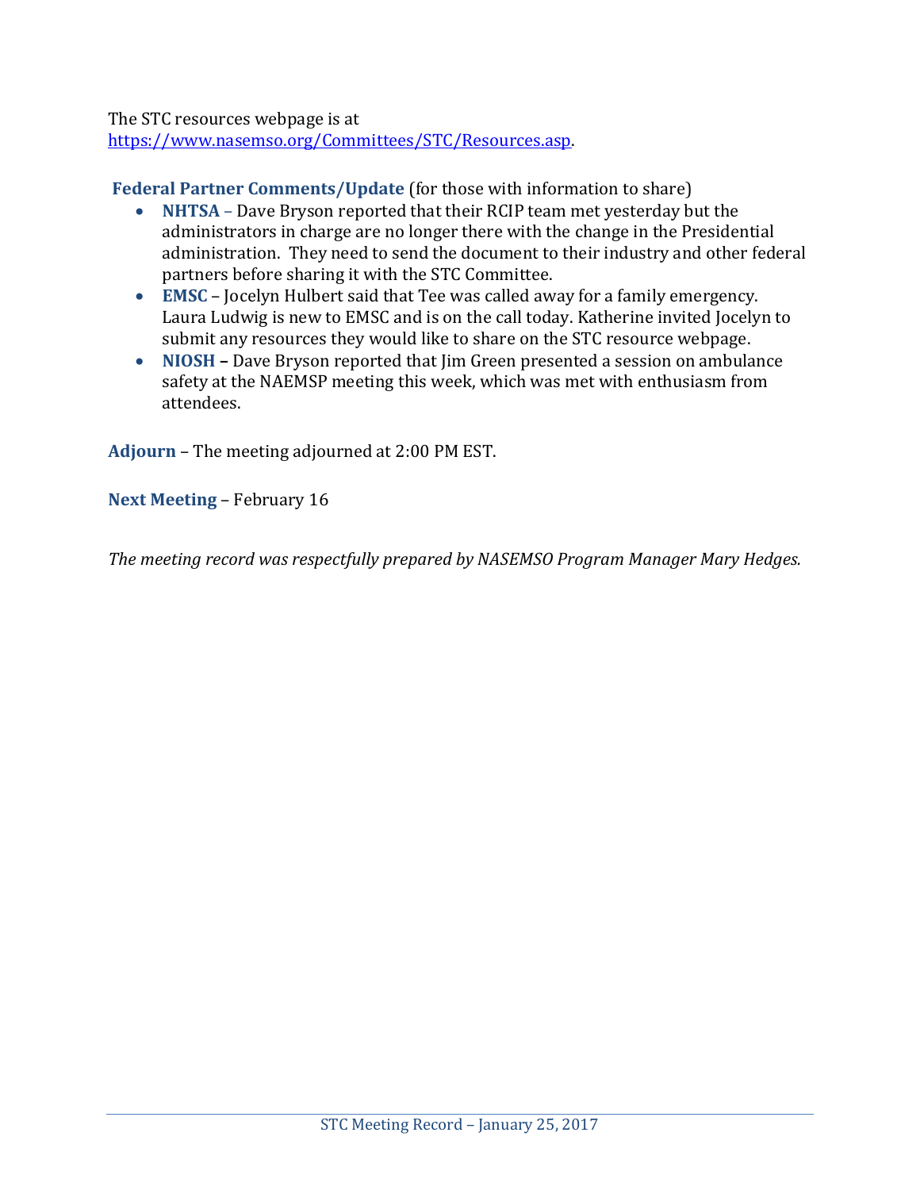The STC resources webpage is at
https://www.nasemso.org/Committees/STC/Resources.asp.

**Federal Partner Comments/Update** (for those with information to share)

- **NHTSA** – Dave Bryson reported that their RCIP team met yesterday but the administrators in charge are no longer there with the change in the Presidential administration. They need to send the document to their industry and other federal partners before sharing it with the STC Committee.
- **EMSC** – Jocelyn Hulbert said that Tee was called away for a family emergency. Laura Ludwig is new to EMSC and is on the call today. Katherine invited Jocelyn to submit any resources they would like to share on the STC resource webpage.
- **NIOSH** – Dave Bryson reported that Jim Green presented a session on ambulance safety at the NAEMSP meeting this week, which was met with enthusiasm from attendees.

**Adjourn** – The meeting adjourned at 2:00 PM EST.

**Next Meeting** – February 16

*The meeting record was respectfully prepared by NASEMSO Program Manager Mary Hedges.*